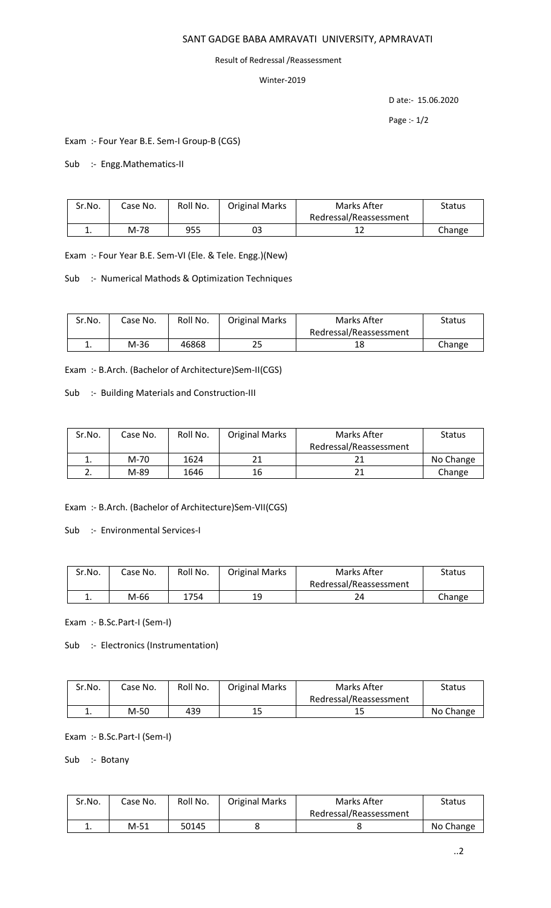# SANT GADGE BABA AMRAVATI UNIVERSITY, APMRAVATI

Result of Redressal /Reassessment

Winter-2019

D ate:- 15.06.2020

Page :- 1/2

Exam :- Four Year B.E. Sem-I Group-B (CGS)

Sub :- Engg.Mathematics-II

| Sr.No. | Case No. | Roll No. | Original Marks | Marks After Redressal/Reassessment | Status |
|---|---|---|---|---|---|
| 1. | M-78 | 955 | 03 | 12 | Change |

Exam :- Four Year B.E. Sem-VI (Ele. & Tele. Engg.)(New)

Sub :- Numerical Mathods & Optimization Techniques

| Sr.No. | Case No. | Roll No. | Original Marks | Marks After Redressal/Reassessment | Status |
|---|---|---|---|---|---|
| 1. | M-36 | 46868 | 25 | 18 | Change |

Exam :- B.Arch. (Bachelor of Architecture)Sem-II(CGS)

Sub :- Building Materials and Construction-III

| Sr.No. | Case No. | Roll No. | Original Marks | Marks After Redressal/Reassessment | Status |
|---|---|---|---|---|---|
| 1. | M-70 | 1624 | 21 | 21 | No Change |
| 2. | M-89 | 1646 | 16 | 21 | Change |

Exam :- B.Arch. (Bachelor of Architecture)Sem-VII(CGS)

Sub :- Environmental Services-I

| Sr.No. | Case No. | Roll No. | Original Marks | Marks After Redressal/Reassessment | Status |
|---|---|---|---|---|---|
| 1. | M-66 | 1754 | 19 | 24 | Change |

Exam :- B.Sc.Part-I (Sem-I)

Sub :- Electronics (Instrumentation)

| Sr.No. | Case No. | Roll No. | Original Marks | Marks After Redressal/Reassessment | Status |
|---|---|---|---|---|---|
| 1. | M-50 | 439 | 15 | 15 | No Change |

Exam :- B.Sc.Part-I (Sem-I)

Sub :- Botany

| Sr.No. | Case No. | Roll No. | Original Marks | Marks After Redressal/Reassessment | Status |
|---|---|---|---|---|---|
| 1. | M-51 | 50145 | 8 | 8 | No Change |

..2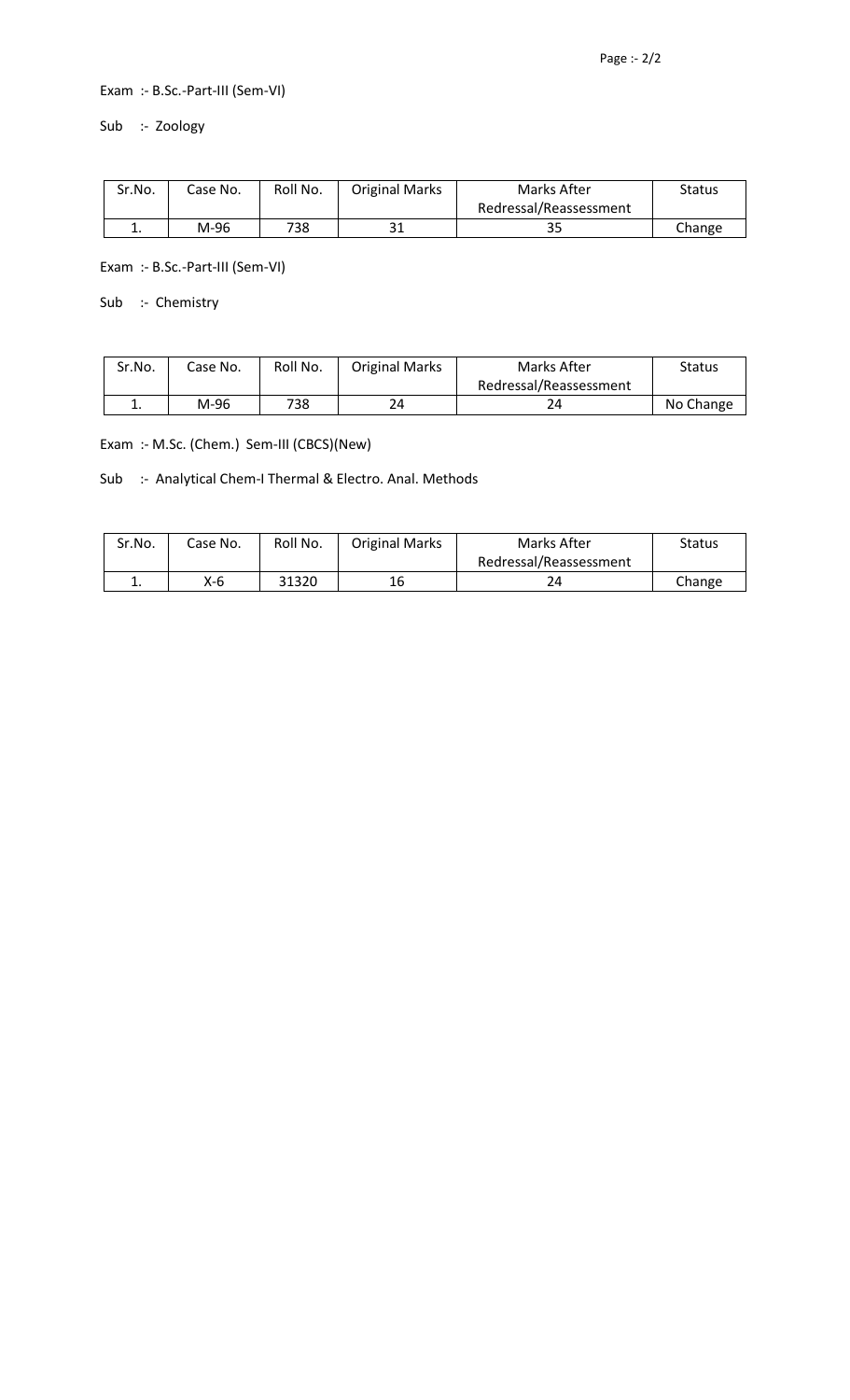Exam :- B.Sc.-Part-III (Sem-VI)

Sub :- Zoology

| Sr.No. | Case No. | Roll No. | Original Marks | Marks After Redressal/Reassessment | Status |
|---|---|---|---|---|---|
| 1. | M-96 | 738 | 31 | 35 | Change |

Exam :- B.Sc.-Part-III (Sem-VI)

Sub :- Chemistry

| Sr.No. | Case No. | Roll No. | Original Marks | Marks After Redressal/Reassessment | Status |
|---|---|---|---|---|---|
| 1. | M-96 | 738 | 24 | 24 | No Change |

Exam :- M.Sc. (Chem.) Sem-III (CBCS)(New)

Sub :- Analytical Chem-I Thermal & Electro. Anal. Methods

| Sr.No. | Case No. | Roll No. | Original Marks | Marks After Redressal/Reassessment | Status |
|---|---|---|---|---|---|
| 1. | X-6 | 31320 | 16 | 24 | Change |